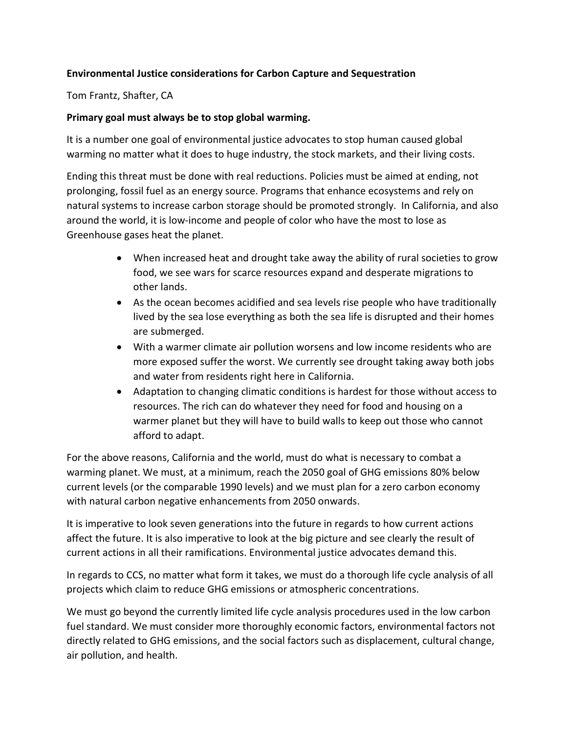**Environmental Justice considerations for Carbon Capture and Sequestration**

Tom Frantz, Shafter, CA

**Primary goal must always be to stop global warming.**

It is a number one goal of environmental justice advocates to stop human caused global warming no matter what it does to huge industry, the stock markets, and their living costs.

Ending this threat must be done with real reductions. Policies must be aimed at ending, not prolonging, fossil fuel as an energy source. Programs that enhance ecosystems and rely on natural systems to increase carbon storage should be promoted strongly. In California, and also around the world, it is low-income and people of color who have the most to lose as Greenhouse gases heat the planet.

- When increased heat and drought take away the ability of rural societies to grow food, we see wars for scarce resources expand and desperate migrations to other lands.
- As the ocean becomes acidified and sea levels rise people who have traditionally lived by the sea lose everything as both the sea life is disrupted and their homes are submerged.
- With a warmer climate air pollution worsens and low income residents who are more exposed suffer the worst. We currently see drought taking away both jobs and water from residents right here in California.
- Adaptation to changing climatic conditions is hardest for those without access to resources. The rich can do whatever they need for food and housing on a warmer planet but they will have to build walls to keep out those who cannot afford to adapt.

For the above reasons, California and the world, must do what is necessary to combat a warming planet. We must, at a minimum, reach the 2050 goal of GHG emissions 80% below current levels (or the comparable 1990 levels) and we must plan for a zero carbon economy with natural carbon negative enhancements from 2050 onwards.

It is imperative to look seven generations into the future in regards to how current actions affect the future. It is also imperative to look at the big picture and see clearly the result of current actions in all their ramifications. Environmental justice advocates demand this.

In regards to CCS, no matter what form it takes, we must do a thorough life cycle analysis of all projects which claim to reduce GHG emissions or atmospheric concentrations.

We must go beyond the currently limited life cycle analysis procedures used in the low carbon fuel standard. We must consider more thoroughly economic factors, environmental factors not directly related to GHG emissions, and the social factors such as displacement, cultural change, air pollution, and health.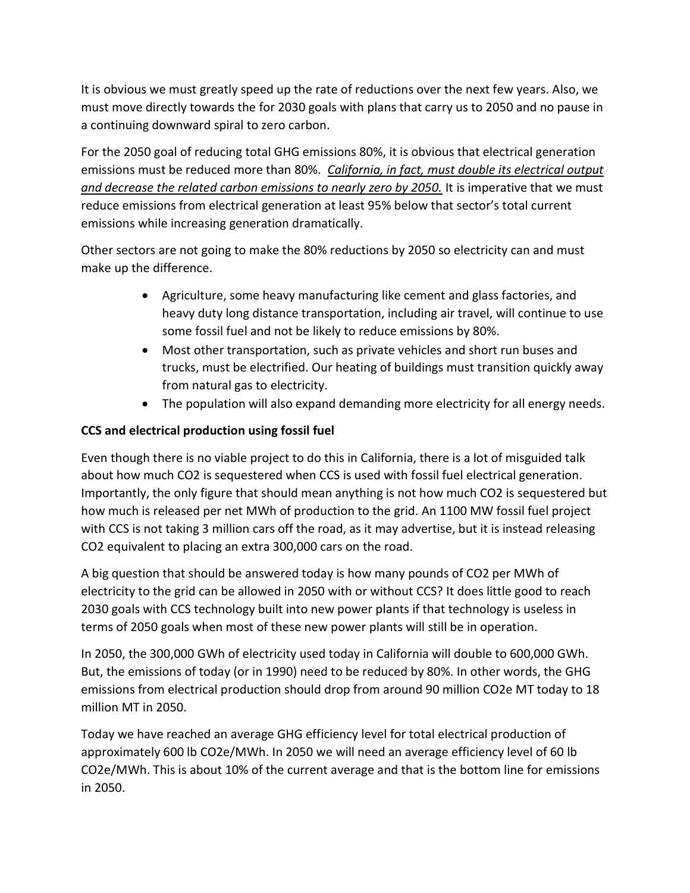It is obvious we must greatly speed up the rate of reductions over the next few years. Also, we must move directly towards the for 2030 goals with plans that carry us to 2050 and no pause in a continuing downward spiral to zero carbon.

For the 2050 goal of reducing total GHG emissions 80%, it is obvious that electrical generation emissions must be reduced more than 80%. *<u>California, in fact, must double its electrical output and decrease the related carbon emissions to nearly zero by 2050.</u>* It is imperative that we must reduce emissions from electrical generation at least 95% below that sector's total current emissions while increasing generation dramatically.

Other sectors are not going to make the 80% reductions by 2050 so electricity can and must make up the difference.

- Agriculture, some heavy manufacturing like cement and glass factories, and heavy duty long distance transportation, including air travel, will continue to use some fossil fuel and not be likely to reduce emissions by 80%.
- Most other transportation, such as private vehicles and short run buses and trucks, must be electrified. Our heating of buildings must transition quickly away from natural gas to electricity.
- The population will also expand demanding more electricity for all energy needs.

**CCS and electrical production using fossil fuel**

Even though there is no viable project to do this in California, there is a lot of misguided talk about how much $CO_2$ is sequestered when CCS is used with fossil fuel electrical generation. Importantly, the only figure that should mean anything is not how much $CO_2$ is sequestered but how much is released per net MWh of production to the grid. An 1100 MW fossil fuel project with CCS is not taking 3 million cars off the road, as it may advertise, but it is instead releasing $CO_2$ equivalent to placing an extra 300,000 cars on the road.

A big question that should be answered today is how many pounds of $CO_2$ per MWh of electricity to the grid can be allowed in 2050 with or without CCS? It does little good to reach 2030 goals with CCS technology built into new power plants if that technology is useless in terms of 2050 goals when most of these new power plants will still be in operation.

In 2050, the 300,000 GWh of electricity used today in California will double to 600,000 GWh. But, the emissions of today (or in 1990) need to be reduced by 80%. In other words, the GHG emissions from electrical production should drop from around 90 million $CO_2e$ MT today to 18 million MT in 2050.

Today we have reached an average GHG efficiency level for total electrical production of approximately 600 lb $CO_2e$/MWh. In 2050 we will need an average efficiency level of 60 lb $CO_2e$/MWh. This is about 10% of the current average and that is the bottom line for emissions in 2050.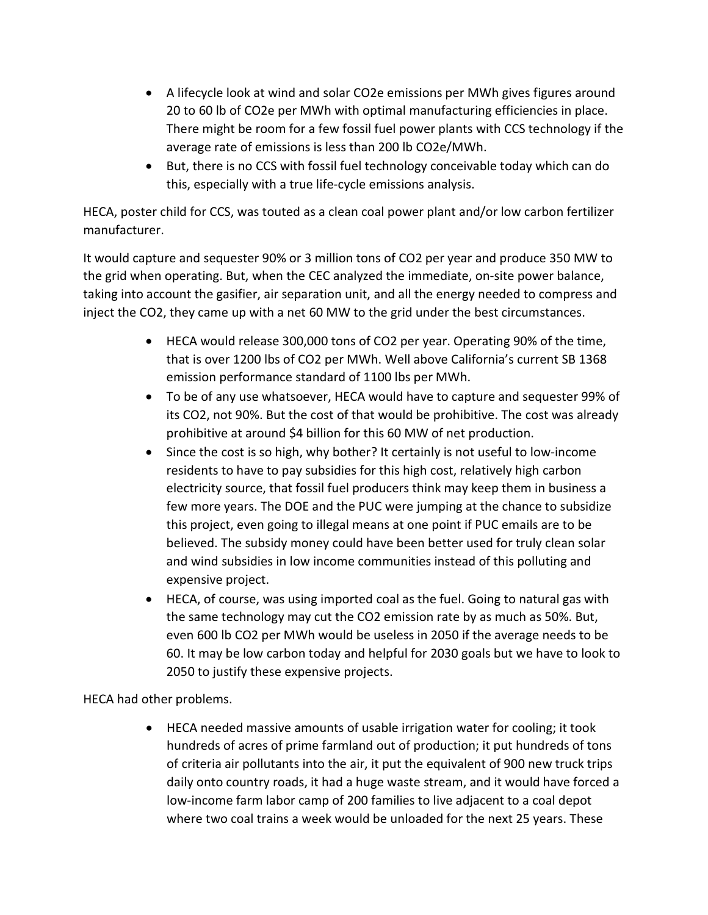- A lifecycle look at wind and solar $CO_2e$ emissions per MWh gives figures around 20 to 60 lb of $CO_2e$ per MWh with optimal manufacturing efficiencies in place. There might be room for a few fossil fuel power plants with CCS technology if the average rate of emissions is less than 200 lb $CO_2e$/MWh.
- But, there is no CCS with fossil fuel technology conceivable today which can do this, especially with a true life-cycle emissions analysis.

HECA, poster child for CCS, was touted as a clean coal power plant and/or low carbon fertilizer manufacturer.

It would capture and sequester 90% or 3 million tons of $CO_2$ per year and produce 350 MW to the grid when operating. But, when the CEC analyzed the immediate, on-site power balance, taking into account the gasifier, air separation unit, and all the energy needed to compress and inject the $CO_2$, they came up with a net 60 MW to the grid under the best circumstances.

- HECA would release 300,000 tons of $CO_2$ per year. Operating 90% of the time, that is over 1200 lbs of $CO_2$ per MWh. Well above California's current SB 1368 emission performance standard of 1100 lbs per MWh.
- To be of any use whatsoever, HECA would have to capture and sequester 99% of its $CO_2$, not 90%. But the cost of that would be prohibitive. The cost was already prohibitive at around $4 billion for this 60 MW of net production.
- Since the cost is so high, why bother? It certainly is not useful to low-income residents to have to pay subsidies for this high cost, relatively high carbon electricity source, that fossil fuel producers think may keep them in business a few more years. The DOE and the PUC were jumping at the chance to subsidize this project, even going to illegal means at one point if PUC emails are to be believed. The subsidy money could have been better used for truly clean solar and wind subsidies in low income communities instead of this polluting and expensive project.
- HECA, of course, was using imported coal as the fuel. Going to natural gas with the same technology may cut the $CO_2$ emission rate by as much as 50%. But, even 600 lb $CO_2$ per MWh would be useless in 2050 if the average needs to be 60. It may be low carbon today and helpful for 2030 goals but we have to look to 2050 to justify these expensive projects.

HECA had other problems.

- HECA needed massive amounts of usable irrigation water for cooling; it took hundreds of acres of prime farmland out of production; it put hundreds of tons of criteria air pollutants into the air, it put the equivalent of 900 new truck trips daily onto country roads, it had a huge waste stream, and it would have forced a low-income farm labor camp of 200 families to live adjacent to a coal depot where two coal trains a week would be unloaded for the next 25 years. These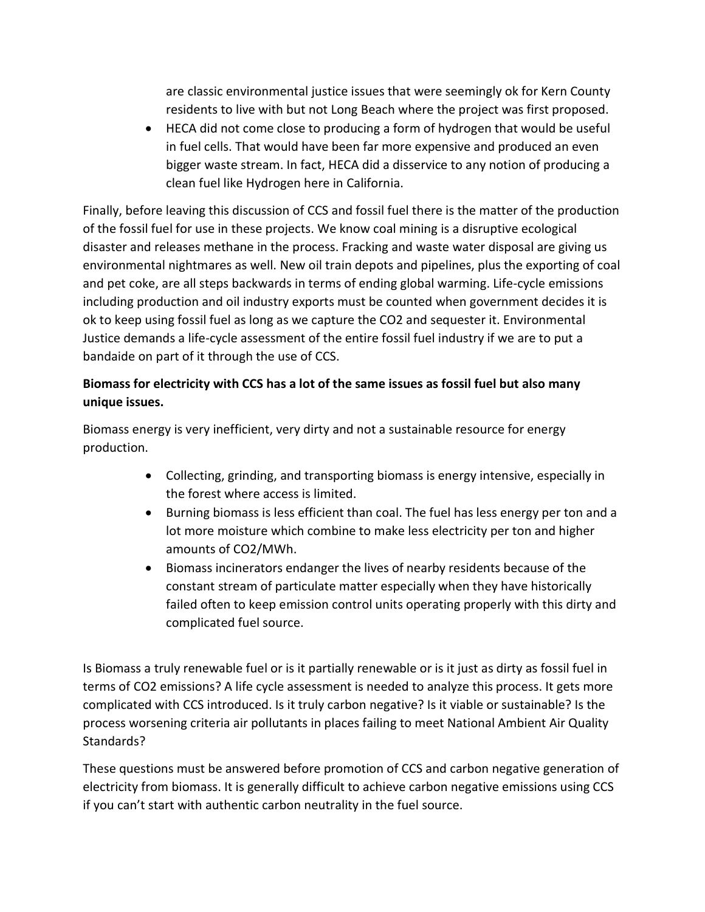are classic environmental justice issues that were seemingly ok for Kern County residents to live with but not Long Beach where the project was first proposed.

- HECA did not come close to producing a form of hydrogen that would be useful in fuel cells. That would have been far more expensive and produced an even bigger waste stream. In fact, HECA did a disservice to any notion of producing a clean fuel like Hydrogen here in California.

Finally, before leaving this discussion of CCS and fossil fuel there is the matter of the production of the fossil fuel for use in these projects. We know coal mining is a disruptive ecological disaster and releases methane in the process. Fracking and waste water disposal are giving us environmental nightmares as well. New oil train depots and pipelines, plus the exporting of coal and pet coke, are all steps backwards in terms of ending global warming. Life-cycle emissions including production and oil industry exports must be counted when government decides it is ok to keep using fossil fuel as long as we capture the $CO_2$ and sequester it. Environmental Justice demands a life-cycle assessment of the entire fossil fuel industry if we are to put a bandaide on part of it through the use of CCS.

**Biomass for electricity with CCS has a lot of the same issues as fossil fuel but also many unique issues.**

Biomass energy is very inefficient, very dirty and not a sustainable resource for energy production.

- Collecting, grinding, and transporting biomass is energy intensive, especially in the forest where access is limited.
- Burning biomass is less efficient than coal. The fuel has less energy per ton and a lot more moisture which combine to make less electricity per ton and higher amounts of $CO_2$/MWh.
- Biomass incinerators endanger the lives of nearby residents because of the constant stream of particulate matter especially when they have historically failed often to keep emission control units operating properly with this dirty and complicated fuel source.

Is Biomass a truly renewable fuel or is it partially renewable or is it just as dirty as fossil fuel in terms of $CO_2$ emissions? A life cycle assessment is needed to analyze this process. It gets more complicated with CCS introduced. Is it truly carbon negative? Is it viable or sustainable? Is the process worsening criteria air pollutants in places failing to meet National Ambient Air Quality Standards?

These questions must be answered before promotion of CCS and carbon negative generation of electricity from biomass. It is generally difficult to achieve carbon negative emissions using CCS if you can't start with authentic carbon neutrality in the fuel source.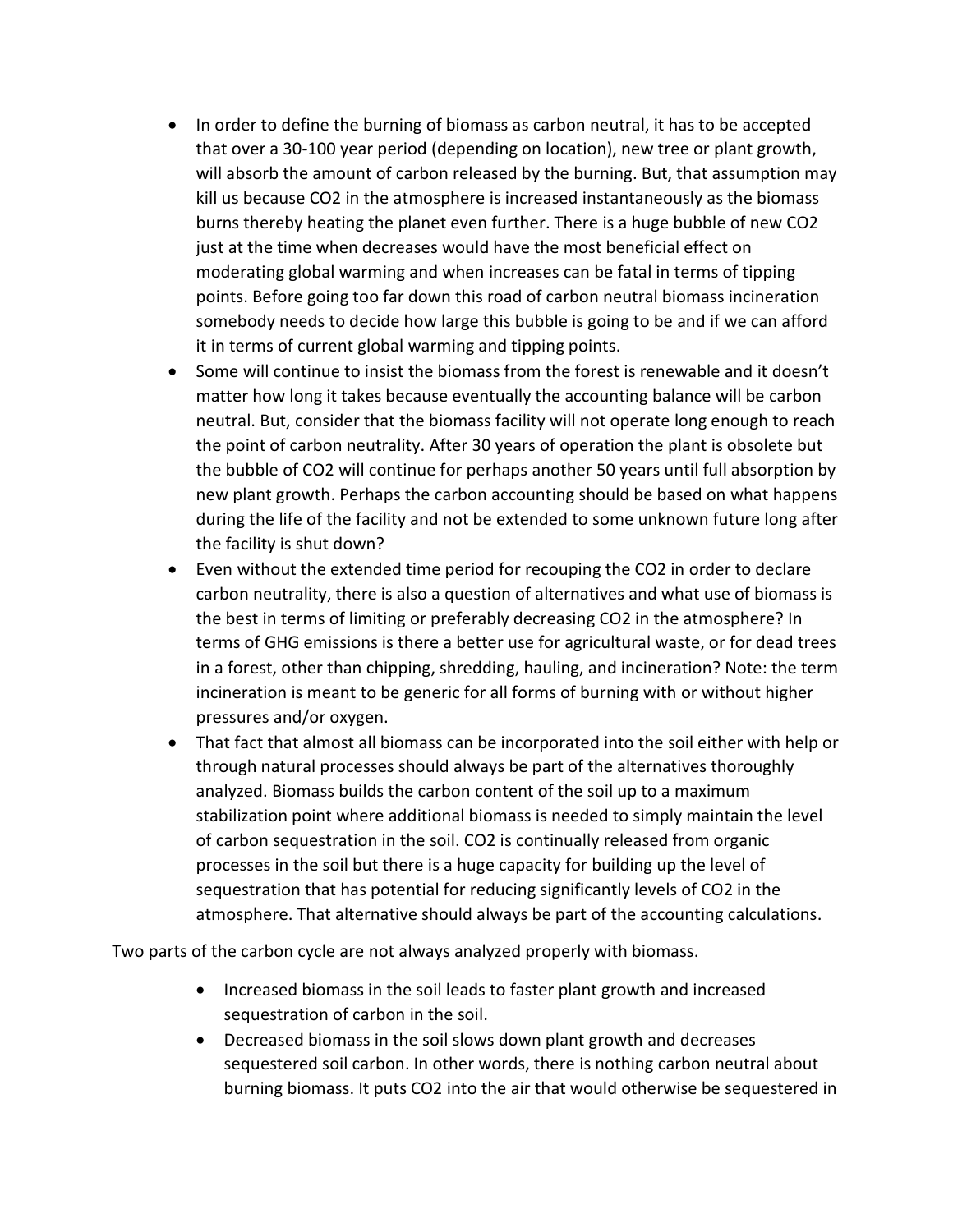- In order to define the burning of biomass as carbon neutral, it has to be accepted that over a 30-100 year period (depending on location), new tree or plant growth, will absorb the amount of carbon released by the burning. But, that assumption may kill us because $CO_2$ in the atmosphere is increased instantaneously as the biomass burns thereby heating the planet even further. There is a huge bubble of new $CO_2$ just at the time when decreases would have the most beneficial effect on moderating global warming and when increases can be fatal in terms of tipping points. Before going too far down this road of carbon neutral biomass incineration somebody needs to decide how large this bubble is going to be and if we can afford it in terms of current global warming and tipping points.
- Some will continue to insist the biomass from the forest is renewable and it doesn't matter how long it takes because eventually the accounting balance will be carbon neutral. But, consider that the biomass facility will not operate long enough to reach the point of carbon neutrality. After 30 years of operation the plant is obsolete but the bubble of $CO_2$ will continue for perhaps another 50 years until full absorption by new plant growth. Perhaps the carbon accounting should be based on what happens during the life of the facility and not be extended to some unknown future long after the facility is shut down?
- Even without the extended time period for recouping the $CO_2$ in order to declare carbon neutrality, there is also a question of alternatives and what use of biomass is the best in terms of limiting or preferably decreasing $CO_2$ in the atmosphere? In terms of GHG emissions is there a better use for agricultural waste, or for dead trees in a forest, other than chipping, shredding, hauling, and incineration? Note: the term incineration is meant to be generic for all forms of burning with or without higher pressures and/or oxygen.
- That fact that almost all biomass can be incorporated into the soil either with help or through natural processes should always be part of the alternatives thoroughly analyzed. Biomass builds the carbon content of the soil up to a maximum stabilization point where additional biomass is needed to simply maintain the level of carbon sequestration in the soil. $CO_2$ is continually released from organic processes in the soil but there is a huge capacity for building up the level of sequestration that has potential for reducing significantly levels of $CO_2$ in the atmosphere. That alternative should always be part of the accounting calculations.

Two parts of the carbon cycle are not always analyzed properly with biomass.

- Increased biomass in the soil leads to faster plant growth and increased sequestration of carbon in the soil.
- Decreased biomass in the soil slows down plant growth and decreases sequestered soil carbon. In other words, there is nothing carbon neutral about burning biomass. It puts $CO_2$ into the air that would otherwise be sequestered in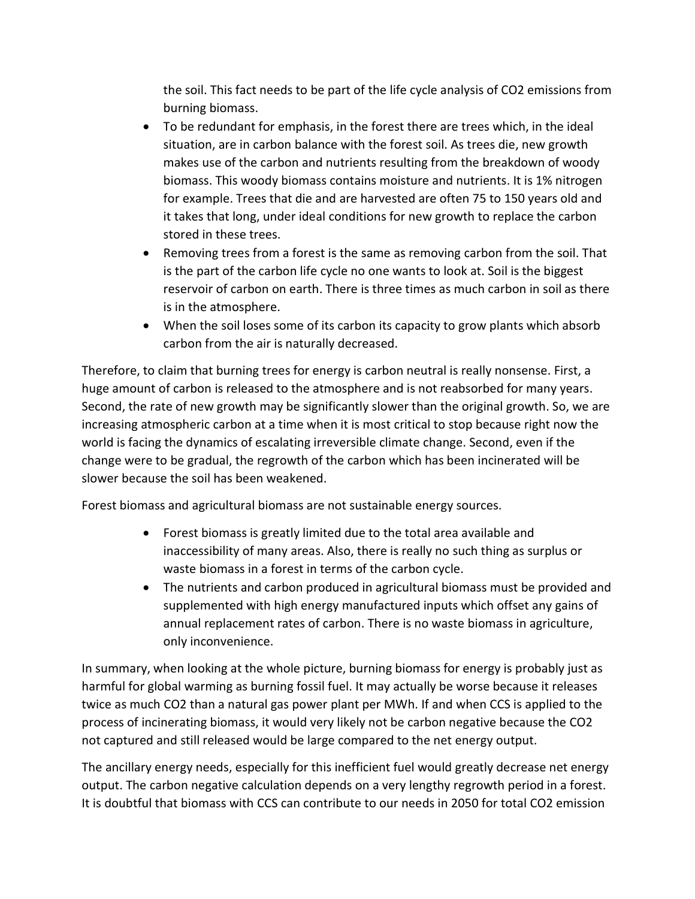the soil. This fact needs to be part of the life cycle analysis of $CO_2$ emissions from burning biomass.

- To be redundant for emphasis, in the forest there are trees which, in the ideal situation, are in carbon balance with the forest soil. As trees die, new growth makes use of the carbon and nutrients resulting from the breakdown of woody biomass. This woody biomass contains moisture and nutrients. It is 1% nitrogen for example. Trees that die and are harvested are often 75 to 150 years old and it takes that long, under ideal conditions for new growth to replace the carbon stored in these trees.
- Removing trees from a forest is the same as removing carbon from the soil. That is the part of the carbon life cycle no one wants to look at. Soil is the biggest reservoir of carbon on earth. There is three times as much carbon in soil as there is in the atmosphere.
- When the soil loses some of its carbon its capacity to grow plants which absorb carbon from the air is naturally decreased.

Therefore, to claim that burning trees for energy is carbon neutral is really nonsense. First, a huge amount of carbon is released to the atmosphere and is not reabsorbed for many years. Second, the rate of new growth may be significantly slower than the original growth. So, we are increasing atmospheric carbon at a time when it is most critical to stop because right now the world is facing the dynamics of escalating irreversible climate change. Second, even if the change were to be gradual, the regrowth of the carbon which has been incinerated will be slower because the soil has been weakened.

Forest biomass and agricultural biomass are not sustainable energy sources.

- Forest biomass is greatly limited due to the total area available and inaccessibility of many areas. Also, there is really no such thing as surplus or waste biomass in a forest in terms of the carbon cycle.
- The nutrients and carbon produced in agricultural biomass must be provided and supplemented with high energy manufactured inputs which offset any gains of annual replacement rates of carbon. There is no waste biomass in agriculture, only inconvenience.

In summary, when looking at the whole picture, burning biomass for energy is probably just as harmful for global warming as burning fossil fuel. It may actually be worse because it releases twice as much $CO_2$ than a natural gas power plant per MWh. If and when CCS is applied to the process of incinerating biomass, it would very likely not be carbon negative because the $CO_2$ not captured and still released would be large compared to the net energy output.

The ancillary energy needs, especially for this inefficient fuel would greatly decrease net energy output. The carbon negative calculation depends on a very lengthy regrowth period in a forest. It is doubtful that biomass with CCS can contribute to our needs in 2050 for total $CO_2$ emission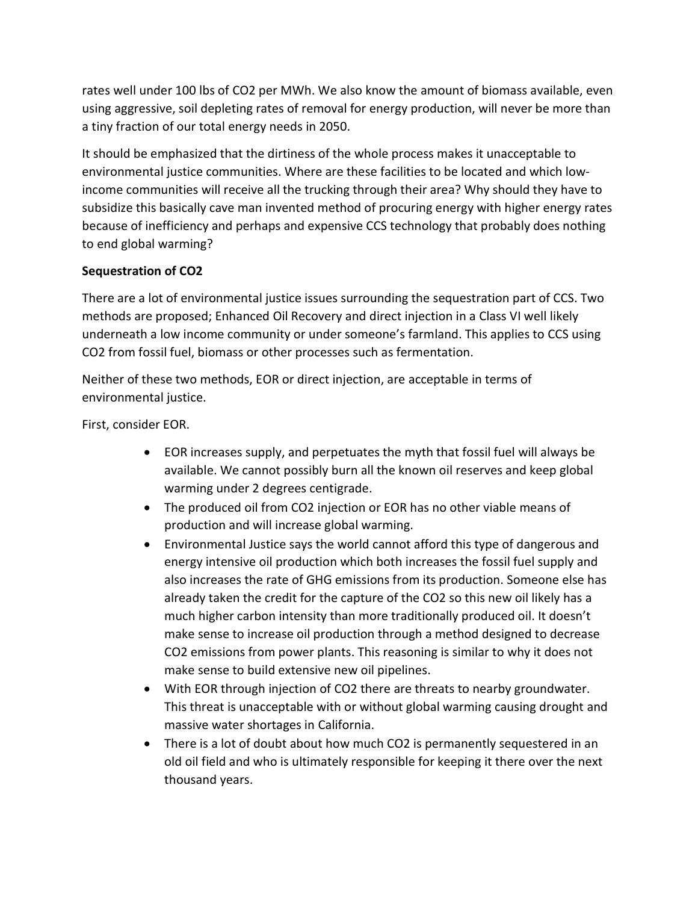rates well under 100 lbs of $CO_2$ per MWh. We also know the amount of biomass available, even using aggressive, soil depleting rates of removal for energy production, will never be more than a tiny fraction of our total energy needs in 2050.

It should be emphasized that the dirtiness of the whole process makes it unacceptable to environmental justice communities. Where are these facilities to be located and which low-income communities will receive all the trucking through their area? Why should they have to subsidize this basically cave man invented method of procuring energy with higher energy rates because of inefficiency and perhaps and expensive CCS technology that probably does nothing to end global warming?

**Sequestration of $CO_2$**

There are a lot of environmental justice issues surrounding the sequestration part of CCS. Two methods are proposed; Enhanced Oil Recovery and direct injection in a Class VI well likely underneath a low income community or under someone's farmland. This applies to CCS using $CO_2$ from fossil fuel, biomass or other processes such as fermentation.

Neither of these two methods, EOR or direct injection, are acceptable in terms of environmental justice.

First, consider EOR.

- EOR increases supply, and perpetuates the myth that fossil fuel will always be available. We cannot possibly burn all the known oil reserves and keep global warming under 2 degrees centigrade.
- The produced oil from $CO_2$ injection or EOR has no other viable means of production and will increase global warming.
- Environmental Justice says the world cannot afford this type of dangerous and energy intensive oil production which both increases the fossil fuel supply and also increases the rate of GHG emissions from its production. Someone else has already taken the credit for the capture of the $CO_2$ so this new oil likely has a much higher carbon intensity than more traditionally produced oil. It doesn't make sense to increase oil production through a method designed to decrease $CO_2$ emissions from power plants. This reasoning is similar to why it does not make sense to build extensive new oil pipelines.
- With EOR through injection of $CO_2$ there are threats to nearby groundwater. This threat is unacceptable with or without global warming causing drought and massive water shortages in California.
- There is a lot of doubt about how much $CO_2$ is permanently sequestered in an old oil field and who is ultimately responsible for keeping it there over the next thousand years.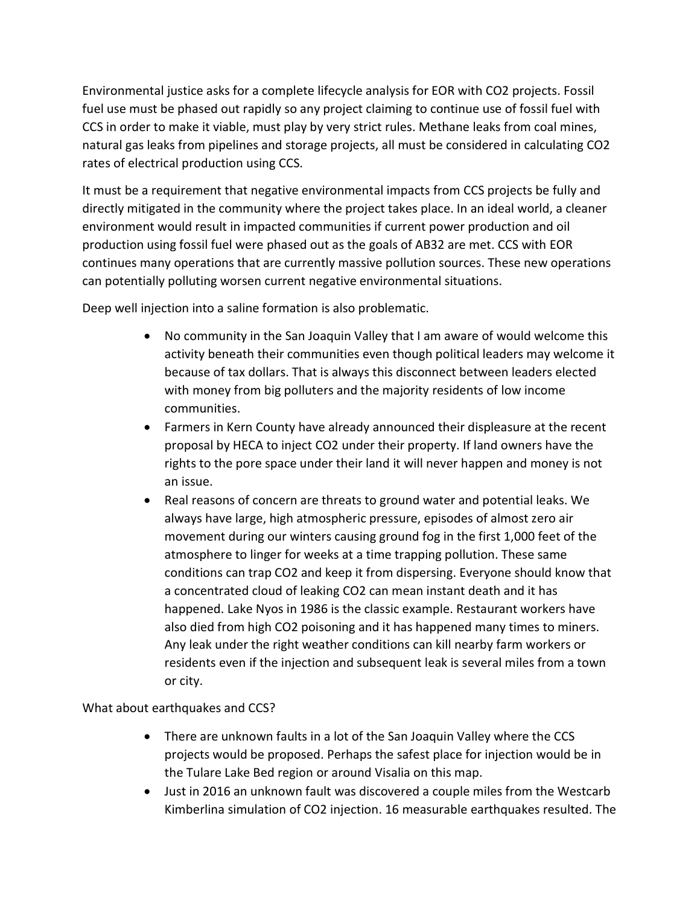Environmental justice asks for a complete lifecycle analysis for EOR with $CO_2$ projects. Fossil fuel use must be phased out rapidly so any project claiming to continue use of fossil fuel with CCS in order to make it viable, must play by very strict rules. Methane leaks from coal mines, natural gas leaks from pipelines and storage projects, all must be considered in calculating $CO_2$ rates of electrical production using CCS.

It must be a requirement that negative environmental impacts from CCS projects be fully and directly mitigated in the community where the project takes place. In an ideal world, a cleaner environment would result in impacted communities if current power production and oil production using fossil fuel were phased out as the goals of AB32 are met. CCS with EOR continues many operations that are currently massive pollution sources. These new operations can potentially polluting worsen current negative environmental situations.

Deep well injection into a saline formation is also problematic.

- No community in the San Joaquin Valley that I am aware of would welcome this activity beneath their communities even though political leaders may welcome it because of tax dollars. That is always this disconnect between leaders elected with money from big polluters and the majority residents of low income communities.
- Farmers in Kern County have already announced their displeasure at the recent proposal by HECA to inject $CO_2$ under their property. If land owners have the rights to the pore space under their land it will never happen and money is not an issue.
- Real reasons of concern are threats to ground water and potential leaks. We always have large, high atmospheric pressure, episodes of almost zero air movement during our winters causing ground fog in the first 1,000 feet of the atmosphere to linger for weeks at a time trapping pollution. These same conditions can trap $CO_2$ and keep it from dispersing. Everyone should know that a concentrated cloud of leaking $CO_2$ can mean instant death and it has happened. Lake Nyos in 1986 is the classic example. Restaurant workers have also died from high $CO_2$ poisoning and it has happened many times to miners. Any leak under the right weather conditions can kill nearby farm workers or residents even if the injection and subsequent leak is several miles from a town or city.

What about earthquakes and CCS?

- There are unknown faults in a lot of the San Joaquin Valley where the CCS projects would be proposed. Perhaps the safest place for injection would be in the Tulare Lake Bed region or around Visalia on this map.
- Just in 2016 an unknown fault was discovered a couple miles from the Westcarb Kimberlina simulation of $CO_2$ injection. 16 measurable earthquakes resulted. The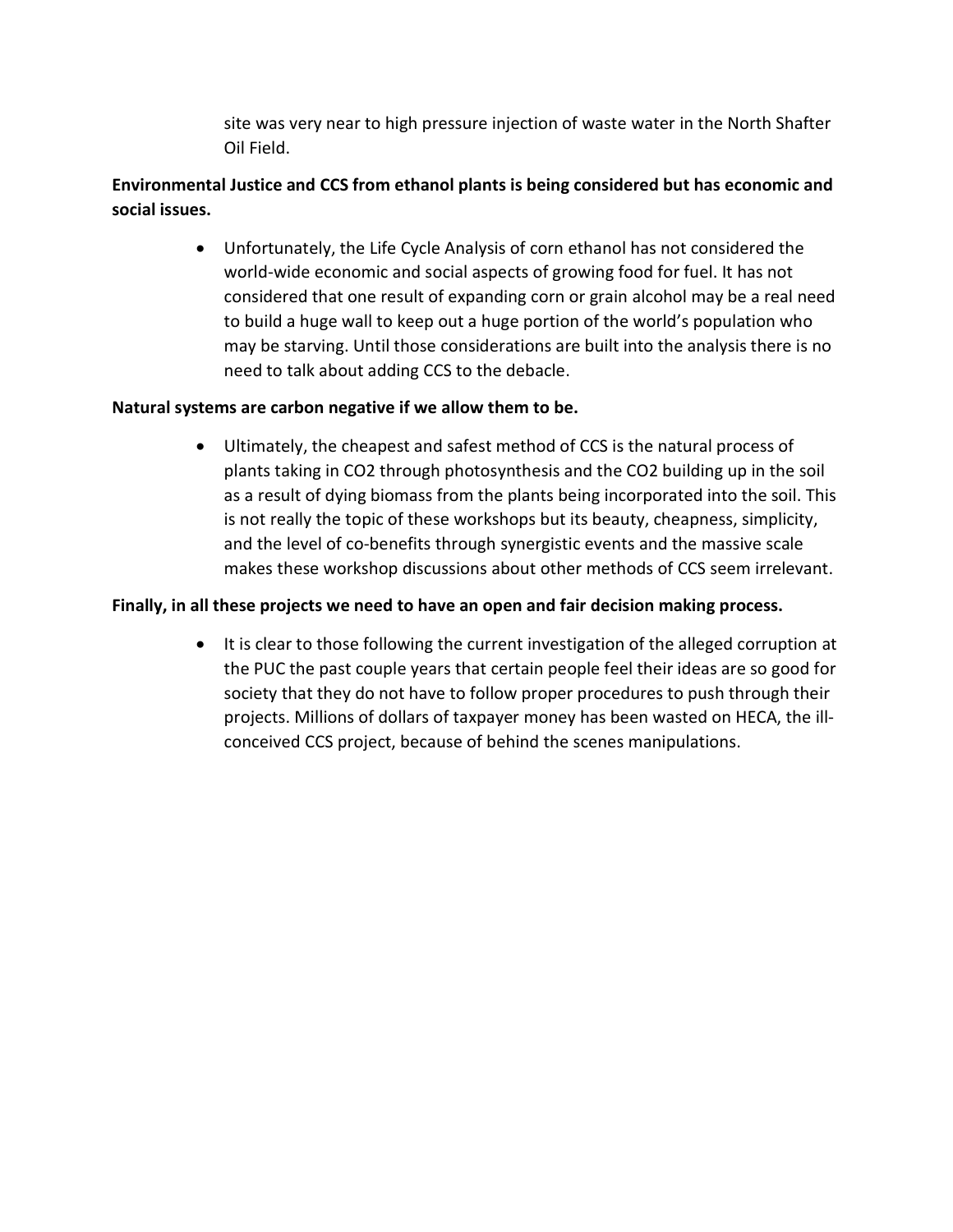site was very near to high pressure injection of waste water in the North Shafter Oil Field.

**Environmental Justice and CCS from ethanol plants is being considered but has economic and social issues.**

- Unfortunately, the Life Cycle Analysis of corn ethanol has not considered the world-wide economic and social aspects of growing food for fuel. It has not considered that one result of expanding corn or grain alcohol may be a real need to build a huge wall to keep out a huge portion of the world's population who may be starving. Until those considerations are built into the analysis there is no need to talk about adding CCS to the debacle.

**Natural systems are carbon negative if we allow them to be.**

- Ultimately, the cheapest and safest method of CCS is the natural process of plants taking in $CO_2$ through photosynthesis and the $CO_2$ building up in the soil as a result of dying biomass from the plants being incorporated into the soil. This is not really the topic of these workshops but its beauty, cheapness, simplicity, and the level of co-benefits through synergistic events and the massive scale makes these workshop discussions about other methods of CCS seem irrelevant.

**Finally, in all these projects we need to have an open and fair decision making process.**

- It is clear to those following the current investigation of the alleged corruption at the PUC the past couple years that certain people feel their ideas are so good for society that they do not have to follow proper procedures to push through their projects. Millions of dollars of taxpayer money has been wasted on HECA, the ill-conceived CCS project, because of behind the scenes manipulations.